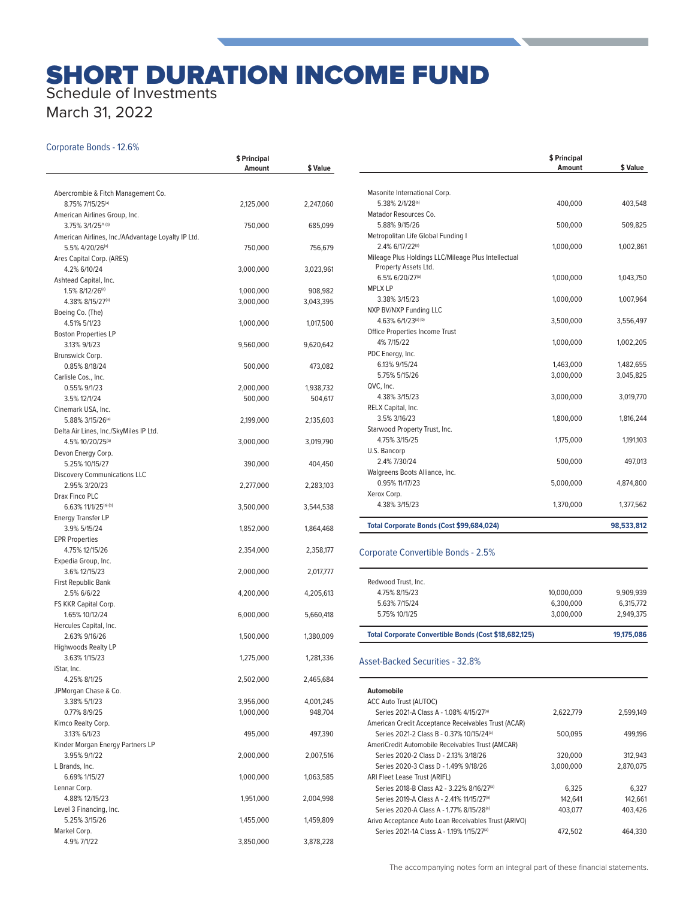# SHORT DURATION INCOME FUND

Schedule of Investments

March 31, 2022

## Corporate Bonds - 12.6%

| | $ Principal Amount | $ Value |
|---|---|---|
| Abercrombie & Fitch Management Co. | | |
| 8.75% 7/15/25[(a)] | 2,125,000 | 2,247,060 |
| American Airlines Group, Inc. | | |
| 3.75% 3/1/25^ [(a)] | 750,000 | 685,099 |
| American Airlines, Inc./AAdvantage Loyalty IP Ltd. | | |
| 5.5% 4/20/26[(a)] | 750,000 | 756,679 |
| Ares Capital Corp. (ARES) | | |
| 4.2% 6/10/24 | 3,000,000 | 3,023,961 |
| Ashtead Capital, Inc. | | |
| 1.5% 8/12/26[(a)] | 1,000,000 | 908,982 |
| 4.38% 8/15/27[(a)] | 3,000,000 | 3,043,395 |
| Boeing Co. (The) | | |
| 4.51% 5/1/23 | 1,000,000 | 1,017,500 |
| Boston Properties LP | | |
| 3.13% 9/1/23 | 9,560,000 | 9,620,642 |
| Brunswick Corp. | | |
| 0.85% 8/18/24 | 500,000 | 473,082 |
| Carlisle Cos., Inc. | | |
| 0.55% 9/1/23 | 2,000,000 | 1,938,732 |
| 3.5% 12/1/24 | 500,000 | 504,617 |
| Cinemark USA, Inc. | | |
| 5.88% 3/15/26[(a)] | 2,199,000 | 2,135,603 |
| Delta Air Lines, Inc./SkyMiles IP Ltd. | | |
| 4.5% 10/20/25[(a)] | 3,000,000 | 3,019,790 |
| Devon Energy Corp. | | |
| 5.25% 10/15/27 | 390,000 | 404,450 |
| Discovery Communications LLC | | |
| 2.95% 3/20/23 | 2,277,000 | 2,283,103 |
| Drax Finco PLC | | |
| 6.63% 11/1/25[(a) (b)] | 3,500,000 | 3,544,538 |
| Energy Transfer LP | | |
| 3.9% 5/15/24 | 1,852,000 | 1,864,468 |
| EPR Properties | | |
| 4.75% 12/15/26 | 2,354,000 | 2,358,177 |
| Expedia Group, Inc. | | |
| 3.6% 12/15/23 | 2,000,000 | 2,017,777 |
| First Republic Bank | | |
| 2.5% 6/6/22 | 4,200,000 | 4,205,613 |
| FS KKR Capital Corp. | | |
| 1.65% 10/12/24 | 6,000,000 | 5,660,418 |
| Hercules Capital, Inc. | | |
| 2.63% 9/16/26 | 1,500,000 | 1,380,009 |
| Highwoods Realty LP | | |
| 3.63% 1/15/23 | 1,275,000 | 1,281,336 |
| iStar, Inc. | | |
| 4.25% 8/1/25 | 2,502,000 | 2,465,684 |
| JPMorgan Chase & Co. | | |
| 3.38% 5/1/23 | 3,956,000 | 4,001,245 |
| 0.77% 8/9/25 | 1,000,000 | 948,704 |
| Kimco Realty Corp. | | |
| 3.13% 6/1/23 | 495,000 | 497,390 |
| Kinder Morgan Energy Partners LP | | |
| 3.95% 9/1/22 | 2,000,000 | 2,007,516 |
| L Brands, Inc. | | |
| 6.69% 1/15/27 | 1,000,000 | 1,063,585 |
| Lennar Corp. | | |
| 4.88% 12/15/23 | 1,951,000 | 2,004,998 |
| Level 3 Financing, Inc. | | |
| 5.25% 3/15/26 | 1,455,000 | 1,459,809 |
| Markel Corp. | | |
| 4.9% 7/1/22 | 3,850,000 | 3,878,228 |
| Masonite International Corp. | | |
| 5.38% 2/1/28[(a)] | 400,000 | 403,548 |
| Matador Resources Co. | | |
| 5.88% 9/15/26 | 500,000 | 509,825 |
| Metropolitan Life Global Funding I | | |
| 2.4% 6/17/22[(a)] | 1,000,000 | 1,002,861 |
| Mileage Plus Holdings LLC/Mileage Plus Intellectual Property Assets Ltd. | | |
| 6.5% 6/20/27[(a)] | 1,000,000 | 1,043,750 |
| MPLX LP | | |
| 3.38% 3/15/23 | 1,000,000 | 1,007,964 |
| NXP BV/NXP Funding LLC | | |
| 4.63% 6/1/23[(a) (b)] | 3,500,000 | 3,556,497 |
| Office Properties Income Trust | | |
| 4% 7/15/22 | 1,000,000 | 1,002,205 |
| PDC Energy, Inc. | | |
| 6.13% 9/15/24 | 1,463,000 | 1,482,655 |
| 5.75% 5/15/26 | 3,000,000 | 3,045,825 |
| QVC, Inc. | | |
| 4.38% 3/15/23 | 3,000,000 | 3,019,770 |
| RELX Capital, Inc. | | |
| 3.5% 3/16/23 | 1,800,000 | 1,816,244 |
| Starwood Property Trust, Inc. | | |
| 4.75% 3/15/25 | 1,175,000 | 1,191,103 |
| U.S. Bancorp | | |
| 2.4% 7/30/24 | 500,000 | 497,013 |
| Walgreens Boots Alliance, Inc. | | |
| 0.95% 11/17/23 | 5,000,000 | 4,874,800 |
| Xerox Corp. | | |
| 4.38% 3/15/23 | 1,370,000 | 1,377,562 |
| **Total Corporate Bonds (Cost $99,684,024)** | | **98,533,812** |

## Corporate Convertible Bonds - 2.5%

| | $ Principal Amount | $ Value |
|---|---|---|
| Redwood Trust, Inc. | | |
| 4.75% 8/15/23 | 10,000,000 | 9,909,939 |
| 5.63% 7/15/24 | 6,300,000 | 6,315,772 |
| 5.75% 10/1/25 | 3,000,000 | 2,949,375 |
| **Total Corporate Convertible Bonds (Cost $18,682,125)** | | **19,175,086** |

## Asset-Backed Securities - 32.8%

| | $ Principal Amount | $ Value |
|---|---|---|
| **Automobile** | | |
| ACC Auto Trust (AUTOC) | | |
| Series 2021-A Class A - 1.08% 4/15/27[(a)] | 2,622,779 | 2,599,149 |
| American Credit Acceptance Receivables Trust (ACAR) | | |
| Series 2021-2 Class B - 0.37% 10/15/24[(a)] | 500,095 | 499,196 |
| AmeriCredit Automobile Receivables Trust (AMCAR) | | |
| Series 2020-2 Class D - 2.13% 3/18/26 | 320,000 | 312,943 |
| Series 2020-3 Class D - 1.49% 9/18/26 | 3,000,000 | 2,870,075 |
| ARI Fleet Lease Trust (ARIFL) | | |
| Series 2018-B Class A2 - 3.22% 8/16/27[(a)] | 6,325 | 6,327 |
| Series 2019-A Class A - 2.41% 11/15/27[(a)] | 142,641 | 142,661 |
| Series 2020-A Class A - 1.77% 8/15/28[(a)] | 403,077 | 403,426 |
| Arivo Acceptance Auto Loan Receivables Trust (ARIVO) | | |
| Series 2021-1A Class A - 1.19% 1/15/27[(a)] | 472,502 | 464,330 |

The accompanying notes form an integral part of these financial statements.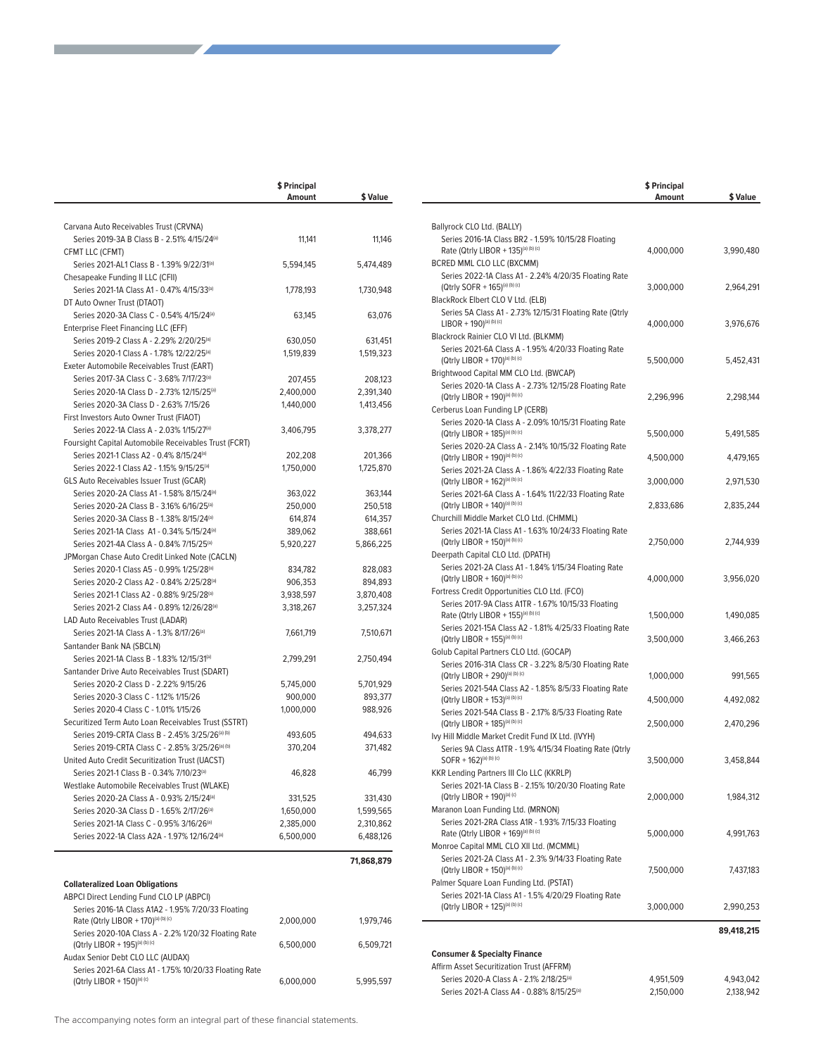| | $ Principal Amount | $ Value |
|---|---|---|
| Carvana Auto Receivables Trust (CRVNA) | | |
| Series 2019-3A B Class B - 2.51% 4/15/24[a] | 11,141 | 11,146 |
| CFMT LLC (CFMT) | | |
| Series 2021-AL1 Class B - 1.39% 9/22/31[a] | 5,594,145 | 5,474,489 |
| Chesapeake Funding II LLC (CFII) | | |
| Series 2021-1A Class A1 - 0.47% 4/15/33[a] | 1,778,193 | 1,730,948 |
| DT Auto Owner Trust (DTAOT) | | |
| Series 2020-3A Class C - 0.54% 4/15/24[a] | 63,145 | 63,076 |
| Enterprise Fleet Financing LLC (EFF) | | |
| Series 2019-2 Class A - 2.29% 2/20/25[a] | 630,050 | 631,451 |
| Series 2020-1 Class A - 1.78% 12/22/25[a] | 1,519,839 | 1,519,323 |
| Exeter Automobile Receivables Trust (EART) | | |
| Series 2017-3A Class C - 3.68% 7/17/23[a] | 207,455 | 208,123 |
| Series 2020-1A Class D - 2.73% 12/15/25[a] | 2,400,000 | 2,391,340 |
| Series 2020-3A Class D - 2.63% 7/15/26 | 1,440,000 | 1,413,456 |
| First Investors Auto Owner Trust (FIAOT) | | |
| Series 2022-1A Class A - 2.03% 1/15/27[a] | 3,406,795 | 3,378,277 |
| Foursight Capital Automobile Receivables Trust (FCRT) | | |
| Series 2021-1 Class A2 - 0.4% 8/15/24[a] | 202,208 | 201,366 |
| Series 2022-1 Class A2 - 1.15% 9/15/25[a] | 1,750,000 | 1,725,870 |
| GLS Auto Receivables Issuer Trust (GCAR) | | |
| Series 2020-2A Class A1 - 1.58% 8/15/24[a] | 363,022 | 363,144 |
| Series 2020-2A Class B - 3.16% 6/16/25[a] | 250,000 | 250,518 |
| Series 2020-3A Class B - 1.38% 8/15/24[a] | 614,874 | 614,357 |
| Series 2021-1A Class A1 - 0.34% 5/15/24[a] | 389,062 | 388,661 |
| Series 2021-4A Class A - 0.84% 7/15/25[a] | 5,920,227 | 5,866,225 |
| JPMorgan Chase Auto Credit Linked Note (CACLN) | | |
| Series 2020-1 Class A5 - 0.99% 1/25/28[a] | 834,782 | 828,083 |
| Series 2020-2 Class A2 - 0.84% 2/25/28[a] | 906,353 | 894,893 |
| Series 2021-1 Class A2 - 0.88% 9/25/28[a] | 3,938,597 | 3,870,408 |
| Series 2021-2 Class A4 - 0.89% 12/26/28[a] | 3,318,267 | 3,257,324 |
| LAD Auto Receivables Trust (LADAR) | | |
| Series 2021-1A Class A - 1.3% 8/17/26[a] | 7,661,719 | 7,510,671 |
| Santander Bank NA (SBCLN) | | |
| Series 2021-1A Class B - 1.83% 12/15/31[a] | 2,799,291 | 2,750,494 |
| Santander Drive Auto Receivables Trust (SDART) | | |
| Series 2020-2 Class D - 2.22% 9/15/26 | 5,745,000 | 5,701,929 |
| Series 2020-3 Class C - 1.12% 1/15/26 | 900,000 | 893,377 |
| Series 2020-4 Class C - 1.01% 1/15/26 | 1,000,000 | 988,926 |
| Securitized Term Auto Loan Receivables Trust (SSTRT) | | |
| Series 2019-CRTA Class B - 2.45% 3/25/26[a] [b] | 493,605 | 494,633 |
| Series 2019-CRTA Class C - 2.85% 3/25/26[a] [b] | 370,204 | 371,482 |
| United Auto Credit Securitization Trust (UACST) | | |
| Series 2021-1 Class B - 0.34% 7/10/23[a] | 46,828 | 46,799 |
| Westlake Automobile Receivables Trust (WLAKE) | | |
| Series 2020-2A Class A - 0.93% 2/15/24[a] | 331,525 | 331,430 |
| Series 2020-3A Class D - 1.65% 2/17/26[a] | 1,650,000 | 1,599,565 |
| Series 2021-1A Class C - 0.95% 3/16/26[a] | 2,385,000 | 2,310,862 |
| Series 2022-1A Class A2A - 1.97% 12/16/24[a] | 6,500,000 | 6,488,126 |
| | | **71,868,879** |
| **Collateralized Loan Obligations** | | |
| ABPCI Direct Lending Fund CLO LP (ABPCI) | | |
| Series 2016-1A Class A1A2 - 1.95% 7/20/33 Floating Rate (Qtrly LIBOR + 170)[a] [b] [c] | 2,000,000 | 1,979,746 |
| Series 2020-10A Class A - 2.2% 1/20/32 Floating Rate (Qtrly LIBOR + 195)[a] [b] [c] | 6,500,000 | 6,509,721 |
| Audax Senior Debt CLO LLC (AUDAX) | | |
| Series 2021-6A Class A1 - 1.75% 10/20/33 Floating Rate (Qtrly LIBOR + 150)[a] [c] | 6,000,000 | 5,995,597 |
| Ballyrock CLO Ltd. (BALLY) | | |
| Series 2016-1A Class BR2 - 1.59% 10/15/28 Floating Rate (Qtrly LIBOR + 135)[a] [b] [c] | 4,000,000 | 3,990,480 |
| BCRED MML CLO LLC (BXCMM) | | |
| Series 2022-1A Class A1 - 2.24% 4/20/35 Floating Rate (Qtrly SOFR + 165)[a] [b] [c] | 3,000,000 | 2,964,291 |
| BlackRock Elbert CLO V Ltd. (ELB) | | |
| Series 5A Class A1 - 2.73% 12/15/31 Floating Rate (Qtrly LIBOR + 190)[a] [b] [c] | 4,000,000 | 3,976,676 |
| Blackrock Rainier CLO VI Ltd. (BLKMM) | | |
| Series 2021-6A Class A - 1.95% 4/20/33 Floating Rate (Qtrly LIBOR + 170)[a] [b] [c] | 5,500,000 | 5,452,431 |
| Brightwood Capital MM CLO Ltd. (BWCAP) | | |
| Series 2020-1A Class A - 2.73% 12/15/28 Floating Rate (Qtrly LIBOR + 190)[a] [b] [c] | 2,296,996 | 2,298,144 |
| Cerberus Loan Funding LP (CERB) | | |
| Series 2020-1A Class A - 2.09% 10/15/31 Floating Rate (Qtrly LIBOR + 185)[a] [b] [c] | 5,500,000 | 5,491,585 |
| Series 2020-2A Class A - 2.14% 10/15/32 Floating Rate (Qtrly LIBOR + 190)[a] [b] [c] | 4,500,000 | 4,479,165 |
| Series 2021-2A Class A - 1.86% 4/22/33 Floating Rate (Qtrly LIBOR + 162)[a] [b] [c] | 3,000,000 | 2,971,530 |
| Series 2021-6A Class A - 1.64% 11/22/33 Floating Rate (Qtrly LIBOR + 140)[a] [b] [c] | 2,833,686 | 2,835,244 |
| Churchill Middle Market CLO Ltd. (CHMML) | | |
| Series 2021-1A Class A1 - 1.63% 10/24/33 Floating Rate (Qtrly LIBOR + 150)[a] [b] [c] | 2,750,000 | 2,744,939 |
| Deerpath Capital CLO Ltd. (DPATH) | | |
| Series 2021-2A Class A1 - 1.84% 1/15/34 Floating Rate (Qtrly LIBOR + 160)[a] [b] [c] | 4,000,000 | 3,956,020 |
| Fortress Credit Opportunities CLO Ltd. (FCO) | | |
| Series 2017-9A Class A1TR - 1.67% 10/15/33 Floating Rate (Qtrly LIBOR + 155)[a] [b] [c] | 1,500,000 | 1,490,085 |
| Series 2021-15A Class A2 - 1.81% 4/25/33 Floating Rate (Qtrly LIBOR + 155)[a] [b] [c] | 3,500,000 | 3,466,263 |
| Golub Capital Partners CLO Ltd. (GOCAP) | | |
| Series 2016-31A Class CR - 3.22% 8/5/30 Floating Rate (Qtrly LIBOR + 290)[a] [b] [c] | 1,000,000 | 991,565 |
| Series 2021-54A Class A2 - 1.85% 8/5/33 Floating Rate (Qtrly LIBOR + 153)[a] [b] [c] | 4,500,000 | 4,492,082 |
| Series 2021-54A Class B - 2.17% 8/5/33 Floating Rate (Qtrly LIBOR + 185)[a] [b] [c] | 2,500,000 | 2,470,296 |
| Ivy Hill Middle Market Credit Fund IX Ltd. (IVYH) | | |
| Series 9A Class A1TR - 1.9% 4/15/34 Floating Rate (Qtrly SOFR + 162)[a] [b] [c] | 3,500,000 | 3,458,844 |
| KKR Lending Partners III Clo LLC (KKRLP) | | |
| Series 2021-1A Class B - 2.15% 10/20/30 Floating Rate (Qtrly LIBOR + 190)[a] [c] | 2,000,000 | 1,984,312 |
| Maranon Loan Funding Ltd. (MRNON) | | |
| Series 2021-2RA Class A1R - 1.93% 7/15/33 Floating Rate (Qtrly LIBOR + 169)[a] [b] [c] | 5,000,000 | 4,991,763 |
| Monroe Capital MML CLO XII Ltd. (MCMML) | | |
| Series 2021-2A Class A1 - 2.3% 9/14/33 Floating Rate (Qtrly LIBOR + 150)[a] [b] [c] | 7,500,000 | 7,437,183 |
| Palmer Square Loan Funding Ltd. (PSTAT) | | |
| Series 2021-1A Class A1 - 1.5% 4/20/29 Floating Rate (Qtrly LIBOR + 125)[a] [b] [c] | 3,000,000 | 2,990,253 |
| | | **89,418,215** |
| **Consumer & Specialty Finance** | | |
| Affirm Asset Securitization Trust (AFFRM) | | |
| Series 2020-A Class A - 2.1% 2/18/25[a] | 4,951,509 | 4,943,042 |
| Series 2021-A Class A4 - 0.88% 8/15/25[a] | 2,150,000 | 2,138,942 |

The accompanying notes form an integral part of these financial statements.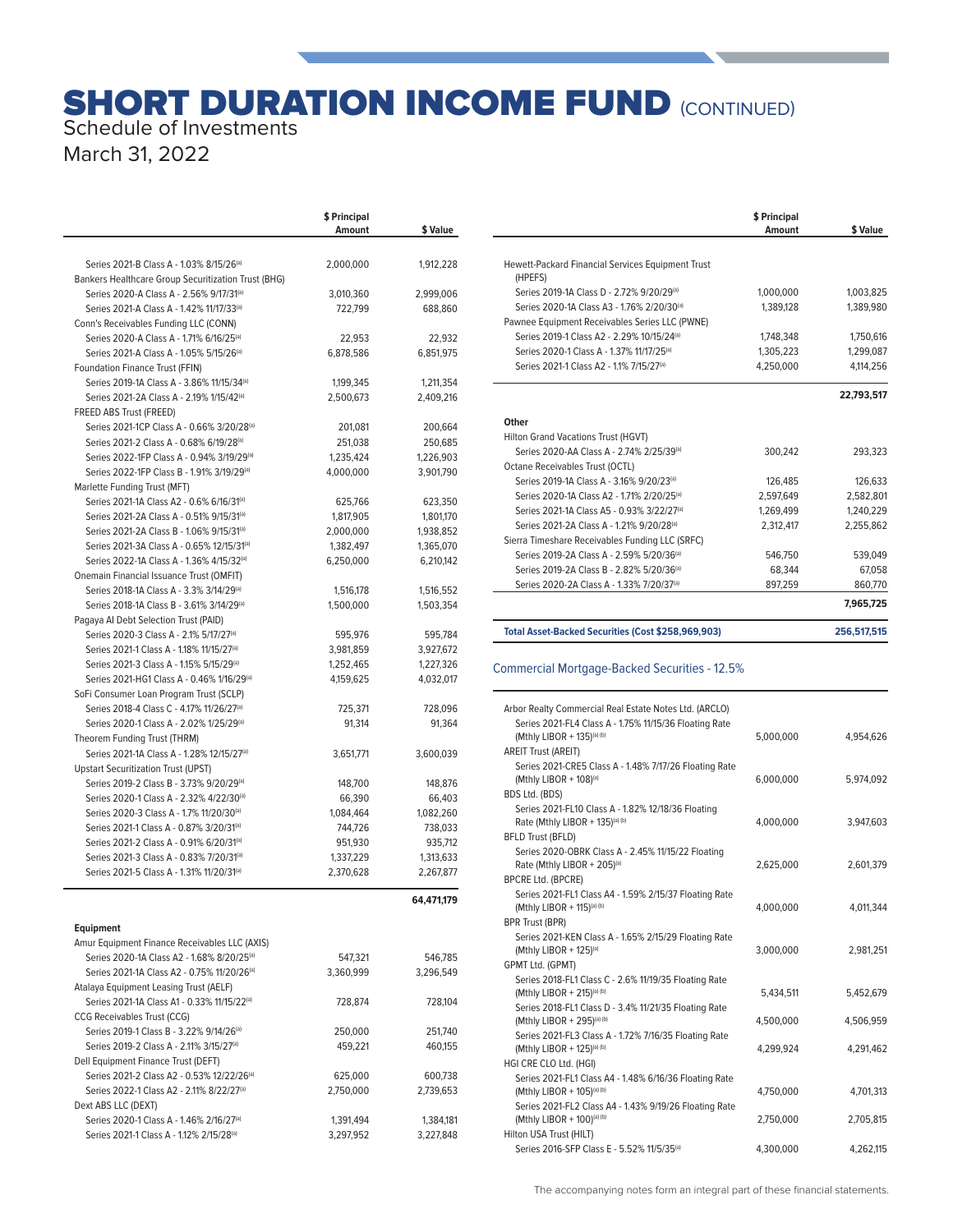# SHORT DURATION INCOME FUND (CONTINUED)

Schedule of Investments

March 31, 2022

| | $ Principal Amount | $ Value |
|---|---|---|
| Series 2021-B Class A - 1.03% 8/15/26[a] | 2,000,000 | 1,912,228 |
| Bankers Healthcare Group Securitization Trust (BHG) | | |
| Series 2020-A Class A - 2.56% 9/17/31[a] | 3,010,360 | 2,999,006 |
| Series 2021-A Class A - 1.42% 11/17/33[a] | 722,799 | 688,860 |
| Conn's Receivables Funding LLC (CONN) | | |
| Series 2020-A Class A - 1.71% 6/16/25[a] | 22,953 | 22,932 |
| Series 2021-A Class A - 1.05% 5/15/26[a] | 6,878,586 | 6,851,975 |
| Foundation Finance Trust (FFIN) | | |
| Series 2019-1A Class A - 3.86% 11/15/34[a] | 1,199,345 | 1,211,354 |
| Series 2021-2A Class A - 2.19% 1/15/42[a] | 2,500,673 | 2,409,216 |
| FREED ABS Trust (FREED) | | |
| Series 2021-1CP Class A - 0.66% 3/20/28[a] | 201,081 | 200,664 |
| Series 2021-2 Class A - 0.68% 6/19/28[a] | 251,038 | 250,685 |
| Series 2022-1FP Class A - 0.94% 3/19/29[a] | 1,235,424 | 1,226,903 |
| Series 2022-1FP Class B - 1.91% 3/19/29[a] | 4,000,000 | 3,901,790 |
| Marlette Funding Trust (MFT) | | |
| Series 2021-1A Class A2 - 0.6% 6/16/31[a] | 625,766 | 623,350 |
| Series 2021-2A Class A - 0.51% 9/15/31[a] | 1,817,905 | 1,801,170 |
| Series 2021-2A Class B - 1.06% 9/15/31[a] | 2,000,000 | 1,938,852 |
| Series 2021-3A Class A - 0.65% 12/15/31[a] | 1,382,497 | 1,365,070 |
| Series 2022-1A Class A - 1.36% 4/15/32[a] | 6,250,000 | 6,210,142 |
| Onemain Financial Issuance Trust (OMFIT) | | |
| Series 2018-1A Class A - 3.3% 3/14/29[a] | 1,516,178 | 1,516,552 |
| Series 2018-1A Class B - 3.61% 3/14/29[a] | 1,500,000 | 1,503,354 |
| Pagaya AI Debt Selection Trust (PAID) | | |
| Series 2020-3 Class A - 2.1% 5/17/27[a] | 595,976 | 595,784 |
| Series 2021-1 Class A - 1.18% 11/15/27[a] | 3,981,859 | 3,927,672 |
| Series 2021-3 Class A - 1.15% 5/15/29[a] | 1,252,465 | 1,227,326 |
| Series 2021-HG1 Class A - 0.46% 1/16/29[a] | 4,159,625 | 4,032,017 |
| SoFi Consumer Loan Program Trust (SCLP) | | |
| Series 2018-4 Class C - 4.17% 11/26/27[a] | 725,371 | 728,096 |
| Series 2020-1 Class A - 2.02% 1/25/29[a] | 91,314 | 91,364 |
| Theorem Funding Trust (THRM) | | |
| Series 2021-1A Class A - 1.28% 12/15/27[a] | 3,651,771 | 3,600,039 |
| Upstart Securitization Trust (UPST) | | |
| Series 2019-2 Class B - 3.73% 9/20/29[a] | 148,700 | 148,876 |
| Series 2020-1 Class A - 2.32% 4/22/30[a] | 66,390 | 66,403 |
| Series 2020-3 Class A - 1.7% 11/20/30[a] | 1,084,464 | 1,082,260 |
| Series 2021-1 Class A - 0.87% 3/20/31[a] | 744,726 | 738,033 |
| Series 2021-2 Class A - 0.91% 6/20/31[a] | 951,930 | 935,712 |
| Series 2021-3 Class A - 0.83% 7/20/31[a] | 1,337,229 | 1,313,633 |
| Series 2021-5 Class A - 1.31% 11/20/31[a] | 2,370,628 | 2,267,877 |
| | | **64,471,179** |
| **Equipment** | | |
| Amur Equipment Finance Receivables LLC (AXIS) | | |
| Series 2020-1A Class A2 - 1.68% 8/20/25[a] | 547,321 | 546,785 |
| Series 2021-1A Class A2 - 0.75% 11/20/26[a] | 3,360,999 | 3,296,549 |
| Atalaya Equipment Leasing Trust (AELF) | | |
| Series 2021-1A Class A1 - 0.33% 11/15/22[a] | 728,874 | 728,104 |
| CCG Receivables Trust (CCG) | | |
| Series 2019-1 Class B - 3.22% 9/14/26[a] | 250,000 | 251,740 |
| Series 2019-2 Class A - 2.11% 3/15/27[a] | 459,221 | 460,155 |
| Dell Equipment Finance Trust (DEFT) | | |
| Series 2021-2 Class A2 - 0.53% 12/22/26[a] | 625,000 | 600,738 |
| Series 2022-1 Class A2 - 2.11% 8/22/27[a] | 2,750,000 | 2,739,653 |
| Dext ABS LLC (DEXT) | | |
| Series 2020-1 Class A - 1.46% 2/16/27[a] | 1,391,494 | 1,384,181 |
| Series 2021-1 Class A - 1.12% 2/15/28[a] | 3,297,952 | 3,227,848 |
| Hewett-Packard Financial Services Equipment Trust (HPEFS) | | |
| Series 2019-1A Class D - 2.72% 9/20/29[a] | 1,000,000 | 1,003,825 |
| Series 2020-1A Class A3 - 1.76% 2/20/30[a] | 1,389,128 | 1,389,980 |
| Pawnee Equipment Receivables Series LLC (PWNE) | | |
| Series 2019-1 Class A2 - 2.29% 10/15/24[a] | 1,748,348 | 1,750,616 |
| Series 2020-1 Class A - 1.37% 11/17/25[a] | 1,305,223 | 1,299,087 |
| Series 2021-1 Class A2 - 1.1% 7/15/27[a] | 4,250,000 | 4,114,256 |
| | | **22,793,517** |
| **Other** | | |
| Hilton Grand Vacations Trust (HGVT) | | |
| Series 2020-AA Class A - 2.74% 2/25/39[a] | 300,242 | 293,323 |
| Octane Receivables Trust (OCTL) | | |
| Series 2019-1A Class A - 3.16% 9/20/23[a] | 126,485 | 126,633 |
| Series 2020-1A Class A2 - 1.71% 2/20/25[a] | 2,597,649 | 2,582,801 |
| Series 2021-1A Class A5 - 0.93% 3/22/27[a] | 1,269,499 | 1,240,229 |
| Series 2021-2A Class A - 1.21% 9/20/28[a] | 2,312,417 | 2,255,862 |
| Sierra Timeshare Receivables Funding LLC (SRFC) | | |
| Series 2019-2A Class A - 2.59% 5/20/36[a] | 546,750 | 539,049 |
| Series 2019-2A Class B - 2.82% 5/20/36[a] | 68,344 | 67,058 |
| Series 2020-2A Class A - 1.33% 7/20/37[a] | 897,259 | 860,770 |
| | | **7,965,725** |
| **Total Asset-Backed Securities (Cost $258,969,903)** | | **256,517,515** |

## Commercial Mortgage-Backed Securities - 12.5%

| | $ Principal Amount | $ Value |
|---|---|---|
| Arbor Realty Commercial Real Estate Notes Ltd. (ARCLO) | | |
| Series 2021-FL4 Class A - 1.75% 11/15/36 Floating Rate (Mthly LIBOR + 135)[a] [b] | 5,000,000 | 4,954,626 |
| AREIT Trust (AREIT) | | |
| Series 2021-CRE5 Class A - 1.48% 7/17/26 Floating Rate (Mthly LIBOR + 108)[a] | 6,000,000 | 5,974,092 |
| BDS Ltd. (BDS) | | |
| Series 2021-FL10 Class A - 1.82% 12/18/36 Floating Rate (Mthly LIBOR + 135)[a] [b] | 4,000,000 | 3,947,603 |
| BFLD Trust (BFLD) | | |
| Series 2020-OBRK Class A - 2.45% 11/15/22 Floating Rate (Mthly LIBOR + 205)[a] | 2,625,000 | 2,601,379 |
| BPCRE Ltd. (BPCRE) | | |
| Series 2021-FL1 Class A4 - 1.59% 2/15/37 Floating Rate (Mthly LIBOR + 115)[a] [b] | 4,000,000 | 4,011,344 |
| BPR Trust (BPR) | | |
| Series 2021-KEN Class A - 1.65% 2/15/29 Floating Rate (Mthly LIBOR + 125)[a] | 3,000,000 | 2,981,251 |
| GPMT Ltd. (GPMT) | | |
| Series 2018-FL1 Class C - 2.6% 11/19/35 Floating Rate (Mthly LIBOR + 215)[a] [b] | 5,434,511 | 5,452,679 |
| Series 2018-FL1 Class D - 3.4% 11/21/35 Floating Rate (Mthly LIBOR + 295)[a] [b] | 4,500,000 | 4,506,959 |
| Series 2021-FL3 Class A - 1.72% 7/16/35 Floating Rate (Mthly LIBOR + 125)[a] [b] | 4,299,924 | 4,291,462 |
| HGI CRE CLO Ltd. (HGI) | | |
| Series 2021-FL1 Class A4 - 1.48% 6/16/36 Floating Rate (Mthly LIBOR + 105)[a] [b] | 4,750,000 | 4,701,313 |
| Series 2021-FL2 Class A4 - 1.43% 9/19/26 Floating Rate (Mthly LIBOR + 100)[a] [b] | 2,750,000 | 2,705,815 |
| Hilton USA Trust (HILT) | | |
| Series 2016-SFP Class E - 5.52% 11/5/35[a] | 4,300,000 | 4,262,115 |

The accompanying notes form an integral part of these financial statements.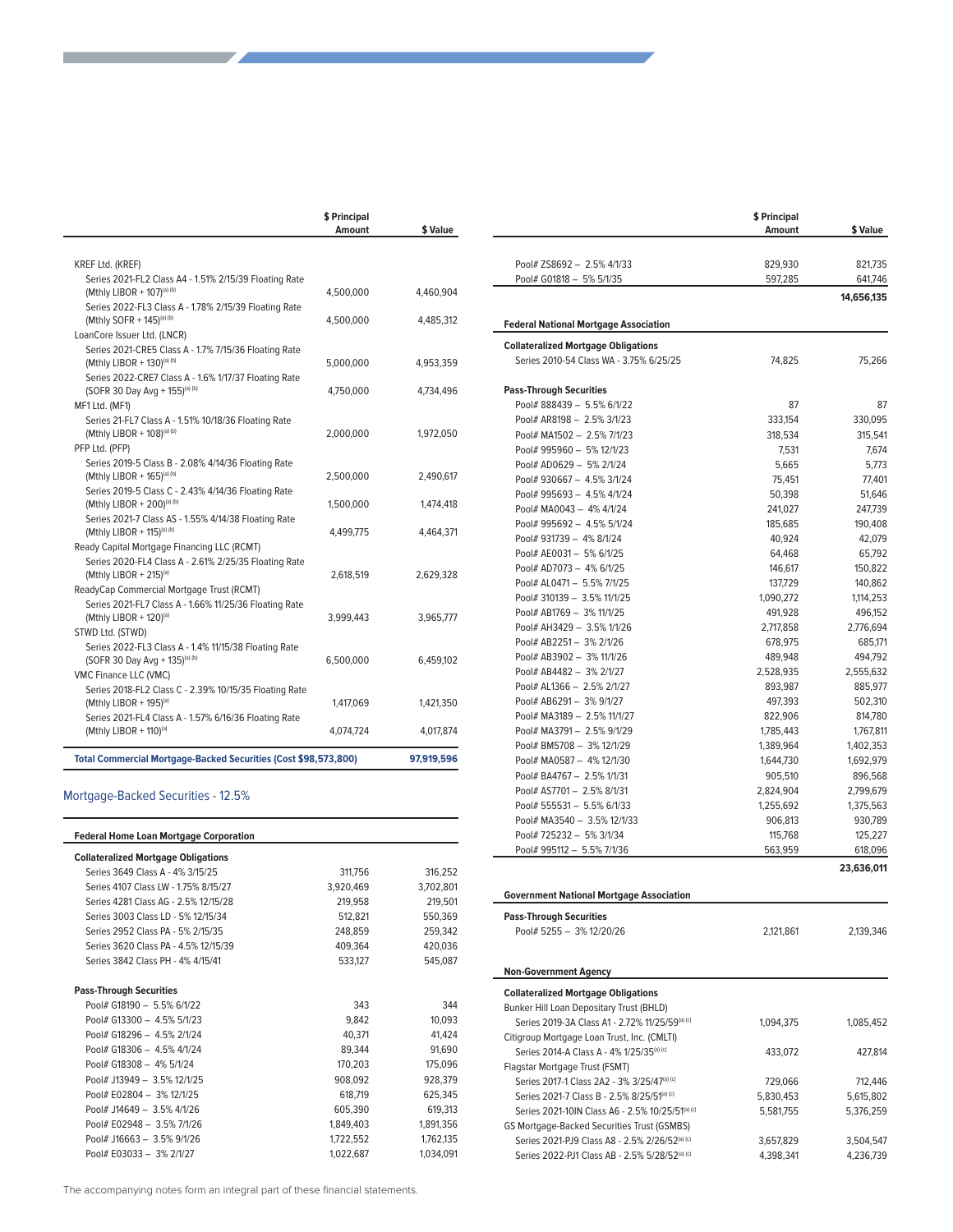| | $ Principal Amount | $ Value |
|---|---|---|
| KREF Ltd. (KREF) | | |
| Series 2021-FL2 Class A4 - 1.51% 2/15/39 Floating Rate (Mthly LIBOR + 107)[(a) (b)] | 4,500,000 | 4,460,904 |
| Series 2022-FL3 Class A - 1.78% 2/15/39 Floating Rate (Mthly SOFR + 145)[(a) (b)] | 4,500,000 | 4,485,312 |
| LoanCore Issuer Ltd. (LNCR) | | |
| Series 2021-CRE5 Class A - 1.7% 7/15/36 Floating Rate (Mthly LIBOR + 130)[(a) (b)] | 5,000,000 | 4,953,359 |
| Series 2022-CRE7 Class A - 1.6% 1/17/37 Floating Rate (SOFR 30 Day Avg + 155)[(a) (b)] | 4,750,000 | 4,734,496 |
| MF1 Ltd. (MF1) | | |
| Series 21-FL7 Class A - 1.51% 10/18/36 Floating Rate (Mthly LIBOR + 108)[(a) (b)] | 2,000,000 | 1,972,050 |
| PFP Ltd. (PFP) | | |
| Series 2019-5 Class B - 2.08% 4/14/36 Floating Rate (Mthly LIBOR + 165)[(a) (b)] | 2,500,000 | 2,490,617 |
| Series 2019-5 Class C - 2.43% 4/14/36 Floating Rate (Mthly LIBOR + 200)[(a) (b)] | 1,500,000 | 1,474,418 |
| Series 2021-7 Class AS - 1.55% 4/14/38 Floating Rate (Mthly LIBOR + 115)[(a) (b)] | 4,499,775 | 4,464,371 |
| Ready Capital Mortgage Financing LLC (RCMT) | | |
| Series 2020-FL4 Class A - 2.61% 2/25/35 Floating Rate (Mthly LIBOR + 215)[(a)] | 2,618,519 | 2,629,328 |
| ReadyCap Commercial Mortgage Trust (RCMT) | | |
| Series 2021-FL7 Class A - 1.66% 11/25/36 Floating Rate (Mthly LIBOR + 120)[(a)] | 3,999,443 | 3,965,777 |
| STWD Ltd. (STWD) | | |
| Series 2022-FL3 Class A - 1.4% 11/15/38 Floating Rate (SOFR 30 Day Avg + 135)[(a) (b)] | 6,500,000 | 6,459,102 |
| VMC Finance LLC (VMC) | | |
| Series 2018-FL2 Class C - 2.39% 10/15/35 Floating Rate (Mthly LIBOR + 195)[(a)] | 1,417,069 | 1,421,350 |
| Series 2021-FL4 Class A - 1.57% 6/16/36 Floating Rate (Mthly LIBOR + 110)[(a)] | 4,074,724 | 4,017,874 |
| **Total Commercial Mortgage-Backed Securities (Cost $98,573,800)** | | **97,919,596** |

## Mortgage-Backed Securities - 12.5%

| | $ Principal Amount | $ Value |
|---|---|---|
| **Federal Home Loan Mortgage Corporation** | | |
| **Collateralized Mortgage Obligations** | | |
| Series 3649 Class A - 4% 3/15/25 | 311,756 | 316,252 |
| Series 4107 Class LW - 1.75% 8/15/27 | 3,920,469 | 3,702,801 |
| Series 4281 Class AG - 2.5% 12/15/28 | 219,958 | 219,501 |
| Series 3003 Class LD - 5% 12/15/34 | 512,821 | 550,369 |
| Series 2952 Class PA - 5% 2/15/35 | 248,859 | 259,342 |
| Series 3620 Class PA - 4.5% 12/15/39 | 409,364 | 420,036 |
| Series 3842 Class PH - 4% 4/15/41 | 533,127 | 545,087 |
| **Pass-Through Securities** | | |
| Pool# G18190 – 5.5% 6/1/22 | 343 | 344 |
| Pool# G13300 – 4.5% 5/1/23 | 9,842 | 10,093 |
| Pool# G18296 – 4.5% 2/1/24 | 40,371 | 41,424 |
| Pool# G18306 – 4.5% 4/1/24 | 89,344 | 91,690 |
| Pool# G18308 – 4% 5/1/24 | 170,203 | 175,096 |
| Pool# J13949 – 3.5% 12/1/25 | 908,092 | 928,379 |
| Pool# E02804 – 3% 12/1/25 | 618,719 | 625,345 |
| Pool# J14649 – 3.5% 4/1/26 | 605,390 | 619,313 |
| Pool# E02948 – 3.5% 7/1/26 | 1,849,403 | 1,891,356 |
| Pool# J16663 – 3.5% 9/1/26 | 1,722,552 | 1,762,135 |
| Pool# E03033 – 3% 2/1/27 | 1,022,687 | 1,034,091 |
| Pool# ZS8692 – 2.5% 4/1/33 | 829,930 | 821,735 |
| Pool# G01818 – 5% 5/1/35 | 597,285 | 641,746 |
| | | **14,656,135** |
| **Federal National Mortgage Association** | | |
| **Collateralized Mortgage Obligations** | | |
| Series 2010-54 Class WA - 3.75% 6/25/25 | 74,825 | 75,266 |
| **Pass-Through Securities** | | |
| Pool# 888439 – 5.5% 6/1/22 | 87 | 87 |
| Pool# AR8198 – 2.5% 3/1/23 | 333,154 | 330,095 |
| Pool# MA1502 – 2.5% 7/1/23 | 318,534 | 315,541 |
| Pool# 995960 – 5% 12/1/23 | 7,531 | 7,674 |
| Pool# AD0629 – 5% 2/1/24 | 5,665 | 5,773 |
| Pool# 930667 – 4.5% 3/1/24 | 75,451 | 77,401 |
| Pool# 995693 – 4.5% 4/1/24 | 50,398 | 51,646 |
| Pool# MA0043 – 4% 4/1/24 | 241,027 | 247,739 |
| Pool# 995692 – 4.5% 5/1/24 | 185,685 | 190,408 |
| Pool# 931739 – 4% 8/1/24 | 40,924 | 42,079 |
| Pool# AE0031 – 5% 6/1/25 | 64,468 | 65,792 |
| Pool# AD7073 – 4% 6/1/25 | 146,617 | 150,822 |
| Pool# AL0471 – 5.5% 7/1/25 | 137,729 | 140,862 |
| Pool# 310139 – 3.5% 11/1/25 | 1,090,272 | 1,114,253 |
| Pool# AB1769 – 3% 11/1/25 | 491,928 | 496,152 |
| Pool# AH3429 – 3.5% 1/1/26 | 2,717,858 | 2,776,694 |
| Pool# AB2251 – 3% 2/1/26 | 678,975 | 685,171 |
| Pool# AB3902 – 3% 11/1/26 | 489,948 | 494,792 |
| Pool# AB4482 – 3% 2/1/27 | 2,528,935 | 2,555,632 |
| Pool# AL1366 – 2.5% 2/1/27 | 893,987 | 885,977 |
| Pool# AB6291 – 3% 9/1/27 | 497,393 | 502,310 |
| Pool# MA3189 – 2.5% 11/1/27 | 822,906 | 814,780 |
| Pool# MA3791 – 2.5% 9/1/29 | 1,785,443 | 1,767,811 |
| Pool# BM5708 – 3% 12/1/29 | 1,389,964 | 1,402,353 |
| Pool# MA0587 – 4% 12/1/30 | 1,644,730 | 1,692,979 |
| Pool# BA4767 – 2.5% 1/1/31 | 905,510 | 896,568 |
| Pool# AS7701 – 2.5% 8/1/31 | 2,824,904 | 2,799,679 |
| Pool# 555531 – 5.5% 6/1/33 | 1,255,692 | 1,375,563 |
| Pool# MA3540 – 3.5% 12/1/33 | 906,813 | 930,789 |
| Pool# 725232 – 5% 3/1/34 | 115,768 | 125,227 |
| Pool# 995112 – 5.5% 7/1/36 | 563,959 | 618,096 |
| | | **23,636,011** |
| **Government National Mortgage Association** | | |
| **Pass-Through Securities** | | |
| Pool# 5255 – 3% 12/20/26 | 2,121,861 | 2,139,346 |
| **Non-Government Agency** | | |
| **Collateralized Mortgage Obligations** | | |
| Bunker Hill Loan Depositary Trust (BHLD) | | |
| Series 2019-3A Class A1 - 2.72% 11/25/59[(a) (c)] | 1,094,375 | 1,085,452 |
| Citigroup Mortgage Loan Trust, Inc. (CMLTI) | | |
| Series 2014-A Class A - 4% 1/25/35[(a) (c)] | 433,072 | 427,814 |
| Flagstar Mortgage Trust (FSMT) | | |
| Series 2017-1 Class 2A2 - 3% 3/25/47[(a) (c)] | 729,066 | 712,446 |
| Series 2021-7 Class B - 2.5% 8/25/51[(a) (c)] | 5,830,453 | 5,615,802 |
| Series 2021-10IN Class A6 - 2.5% 10/25/51[(a) (c)] | 5,581,755 | 5,376,259 |
| GS Mortgage-Backed Securities Trust (GSMBS) | | |
| Series 2021-PJ9 Class A8 - 2.5% 2/26/52[(a) (c)] | 3,657,829 | 3,504,547 |
| Series 2022-PJ1 Class AB - 2.5% 5/28/52[(a) (c)] | 4,398,341 | 4,236,739 |

The accompanying notes form an integral part of these financial statements.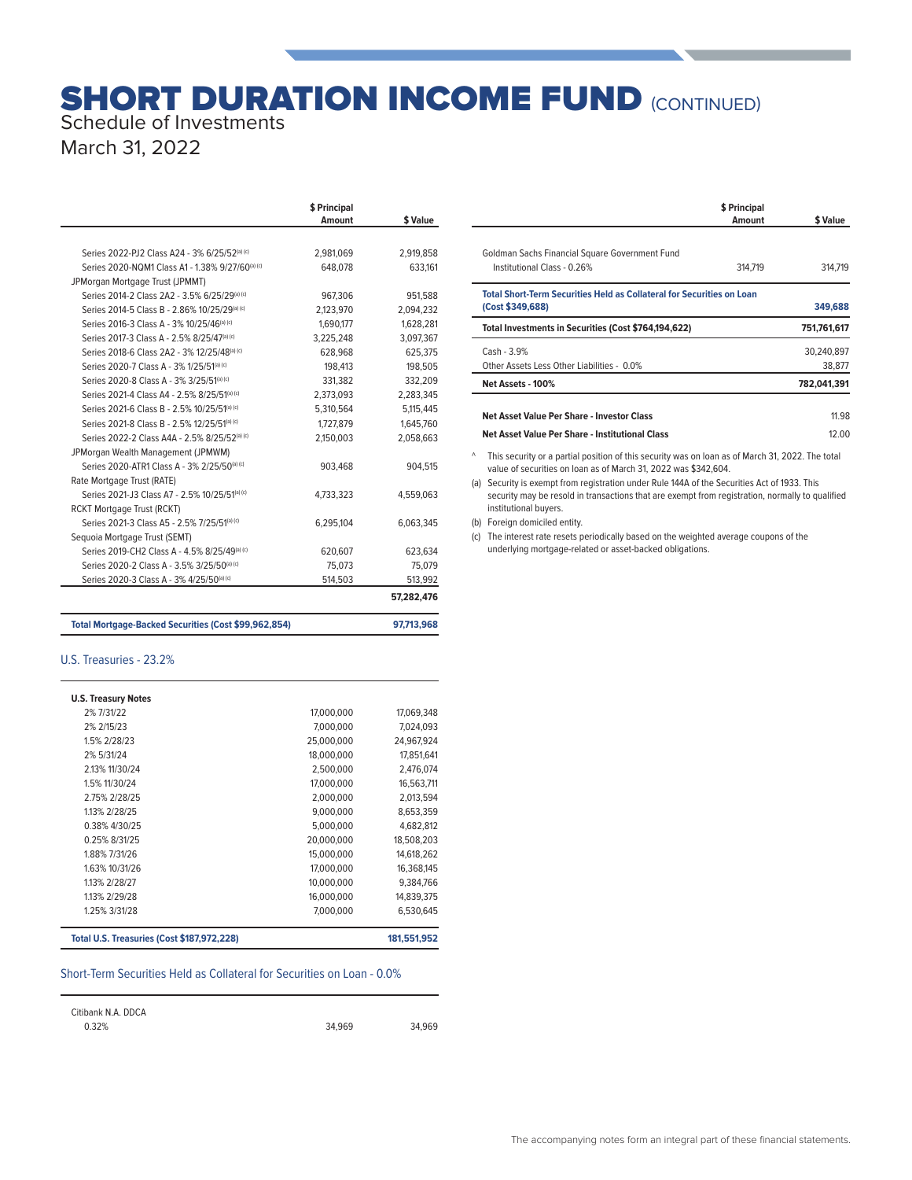# SHORT DURATION INCOME FUND (CONTINUED)

Schedule of Investments

March 31, 2022

| | $ Principal Amount | $ Value |
|---|---|---|
| Series 2022-PJ2 Class A24 - 3% 6/25/52(a) (c) | 2,981,069 | 2,919,858 |
| Series 2020-NQM1 Class A1 - 1.38% 9/27/60(a) (c) | 648,078 | 633,161 |
| JPMorgan Mortgage Trust (JPMMT) | | |
| Series 2014-2 Class 2A2 - 3.5% 6/25/29(a) (c) | 967,306 | 951,588 |
| Series 2014-5 Class B - 2.86% 10/25/29(a) (c) | 2,123,970 | 2,094,232 |
| Series 2016-3 Class A - 3% 10/25/46(a) (c) | 1,690,177 | 1,628,281 |
| Series 2017-3 Class A - 2.5% 8/25/47(a) (c) | 3,225,248 | 3,097,367 |
| Series 2018-6 Class 2A2 - 3% 12/25/48(a) (c) | 628,968 | 625,375 |
| Series 2020-7 Class A - 3% 1/25/51(a) (c) | 198,413 | 198,505 |
| Series 2020-8 Class A - 3% 3/25/51(a) (c) | 331,382 | 332,209 |
| Series 2021-4 Class A4 - 2.5% 8/25/51(a) (c) | 2,373,093 | 2,283,345 |
| Series 2021-6 Class B - 2.5% 10/25/51(a) (c) | 5,310,564 | 5,115,445 |
| Series 2021-8 Class B - 2.5% 12/25/51(a) (c) | 1,727,879 | 1,645,760 |
| Series 2022-2 Class A4A - 2.5% 8/25/52(a) (c) | 2,150,003 | 2,058,663 |
| JPMorgan Wealth Management (JPMWM) | | |
| Series 2020-ATR1 Class A - 3% 2/25/50(a) (c) | 903,468 | 904,515 |
| Rate Mortgage Trust (RATE) | | |
| Series 2021-J3 Class A7 - 2.5% 10/25/51(a) (c) | 4,733,323 | 4,559,063 |
| RCKT Mortgage Trust (RCKT) | | |
| Series 2021-3 Class A5 - 2.5% 7/25/51(a) (c) | 6,295,104 | 6,063,345 |
| Sequoia Mortgage Trust (SEMT) | | |
| Series 2019-CH2 Class A - 4.5% 8/25/49(a) (c) | 620,607 | 623,634 |
| Series 2020-2 Class A - 3.5% 3/25/50(a) (c) | 75,073 | 75,079 |
| Series 2020-3 Class A - 3% 4/25/50(a) (c) | 514,503 | 513,992 |
| | | 57,282,476 |
| **Total Mortgage-Backed Securities (Cost $99,962,854)** | | **97,713,968** |

## U.S. Treasuries - 23.2%

| | $ Principal Amount | $ Value |
|---|---|---|
| **U.S. Treasury Notes** | | |
| 2% 7/31/22 | 17,000,000 | 17,069,348 |
| 2% 2/15/23 | 7,000,000 | 7,024,093 |
| 1.5% 2/28/23 | 25,000,000 | 24,967,924 |
| 2% 5/31/24 | 18,000,000 | 17,851,641 |
| 2.13% 11/30/24 | 2,500,000 | 2,476,074 |
| 1.5% 11/30/24 | 17,000,000 | 16,563,711 |
| 2.75% 2/28/25 | 2,000,000 | 2,013,594 |
| 1.13% 2/28/25 | 9,000,000 | 8,653,359 |
| 0.38% 4/30/25 | 5,000,000 | 4,682,812 |
| 0.25% 8/31/25 | 20,000,000 | 18,508,203 |
| 1.88% 7/31/26 | 15,000,000 | 14,618,262 |
| 1.63% 10/31/26 | 17,000,000 | 16,368,145 |
| 1.13% 2/28/27 | 10,000,000 | 9,384,766 |
| 1.13% 2/29/28 | 16,000,000 | 14,839,375 |
| 1.25% 3/31/28 | 7,000,000 | 6,530,645 |
| **Total U.S. Treasuries (Cost $187,972,228)** | | **181,551,952** |

## Short-Term Securities Held as Collateral for Securities on Loan - 0.0%

| | $ Principal Amount | $ Value |
|---|---|---|
| Citibank N.A. DDCA | | |
| 0.32% | 34,969 | 34,969 |
| Goldman Sachs Financial Square Government Fund | | |
| Institutional Class - 0.26% | 314,719 | 314,719 |
| **Total Short-Term Securities Held as Collateral for Securities on Loan (Cost $349,688)** | | **349,688** |
| **Total Investments in Securities (Cost $764,194,622)** | | **751,761,617** |
| Cash - 3.9% | | 30,240,897 |
| Other Assets Less Other Liabilities - 0.0% | | 38,877 |
| **Net Assets - 100%** | | **782,041,391** |
| **Net Asset Value Per Share - Investor Class** | | 11.98 |
| **Net Asset Value Per Share - Institutional Class** | | 12.00 |

^ This security or a partial position of this security was on loan as of March 31, 2022. The total value of securities on loan as of March 31, 2022 was $342,604.

(a) Security is exempt from registration under Rule 144A of the Securities Act of 1933. This security may be resold in transactions that are exempt from registration, normally to qualified institutional buyers.

(b) Foreign domiciled entity.

(c) The interest rate resets periodically based on the weighted average coupons of the underlying mortgage-related or asset-backed obligations.

The accompanying notes form an integral part of these financial statements.